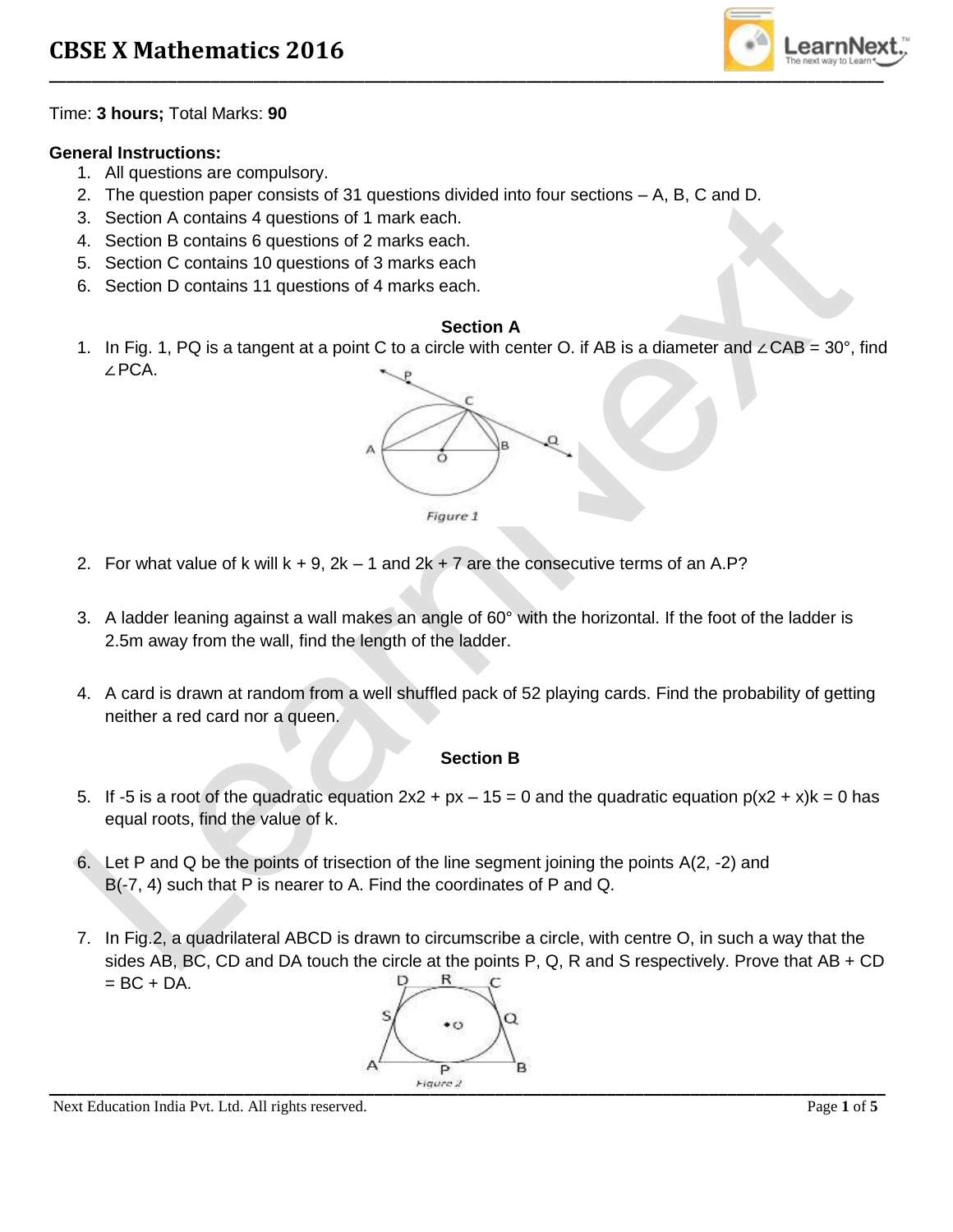# CBSE X Mathematics 2016

Time: **3 hours;** Total Marks: **90**

**General Instructions:**

1. All questions are compulsory.
2. The question paper consists of 31 questions divided into four sections – A, B, C and D.
3. Section A contains 4 questions of 1 mark each.
4. Section B contains 6 questions of 2 marks each.
5. Section C contains 10 questions of 3 marks each
6. Section D contains 11 questions of 4 marks each.

## Section A

1. In Fig. 1, PQ is a tangent at a point C to a circle with center O. if AB is a diameter and $\angle CAB = 30°$, find $\angle PCA$.

   *Figure 1*

2. For what value of k will k + 9, 2k – 1 and 2k + 7 are the consecutive terms of an A.P?

3. A ladder leaning against a wall makes an angle of 60° with the horizontal. If the foot of the ladder is 2.5m away from the wall, find the length of the ladder.

4. A card is drawn at random from a well shuffled pack of 52 playing cards. Find the probability of getting neither a red card nor a queen.

## Section B

5. If -5 is a root of the quadratic equation $2x2 + px – 15 = 0$ and the quadratic equation $p(x2 + x)k = 0$ has equal roots, find the value of k.

6. Let P and Q be the points of trisection of the line segment joining the points A(2, -2) and B(-7, 4) such that P is nearer to A. Find the coordinates of P and Q.

7. In Fig.2, a quadrilateral ABCD is drawn to circumscribe a circle, with centre O, in such a way that the sides AB, BC, CD and DA touch the circle at the points P, Q, R and S respectively. Prove that AB + CD = BC + DA.

   *Figure 2*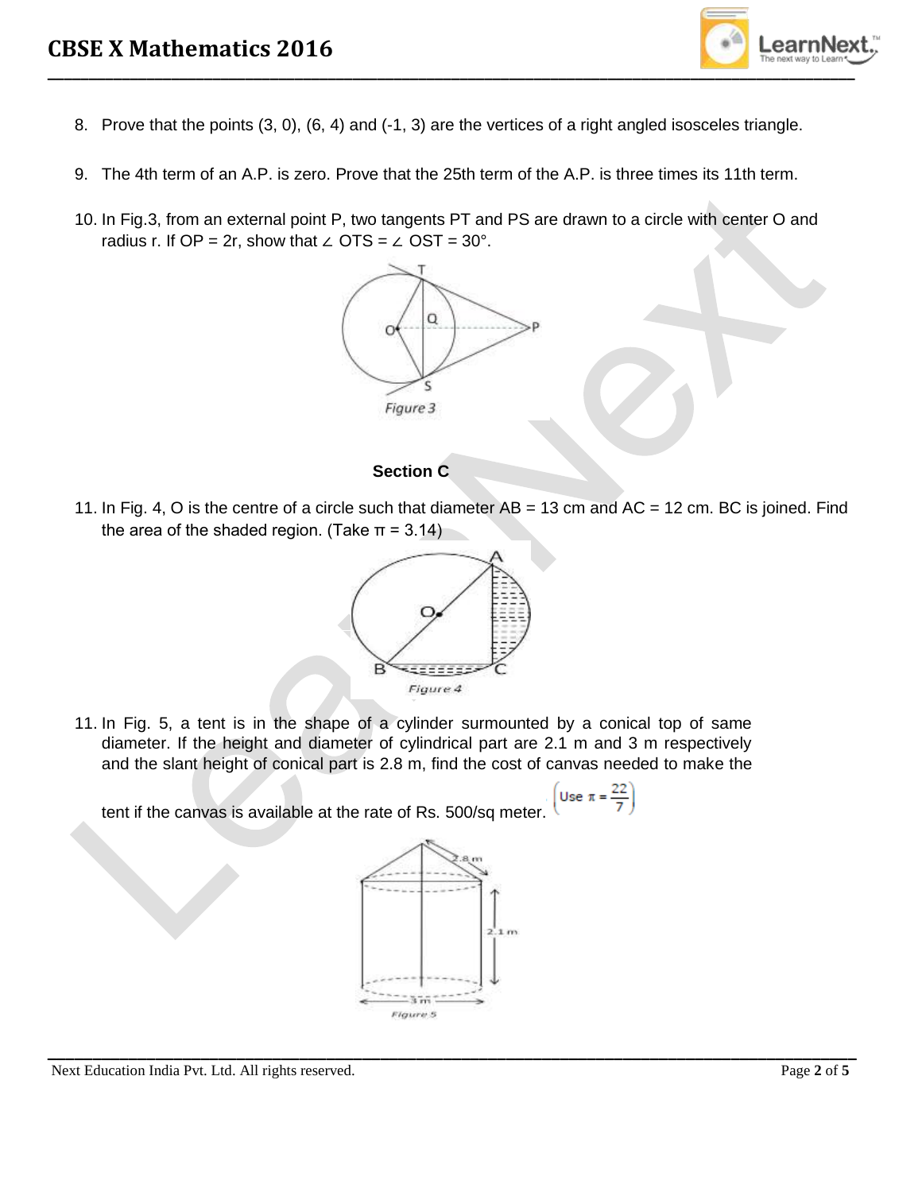8. Prove that the points (3, 0), (6, 4) and (-1, 3) are the vertices of a right angled isosceles triangle.

9. The 4th term of an A.P. is zero. Prove that the 25th term of the A.P. is three times its 11th term.

10. In Fig.3, from an external point P, two tangents PT and PS are drawn to a circle with center O and radius r. If OP = 2r, show that $\angle$ OTS = $\angle$ OST = 30°.

Figure 3

**Section C**

11. In Fig. 4, O is the centre of a circle such that diameter AB = 13 cm and AC = 12 cm. BC is joined. Find the area of the shaded region. (Take π = 3.14)

Figure 4

11. In Fig. 5, a tent is in the shape of a cylinder surmounted by a conical top of same diameter. If the height and diameter of cylindrical part are 2.1 m and 3 m respectively and the slant height of conical part is 2.8 m, find the cost of canvas needed to make the tent if the canvas is available at the rate of Rs. 500/sq meter. $\left(\text{Use } \pi = \frac{22}{7}\right)$

Figure 5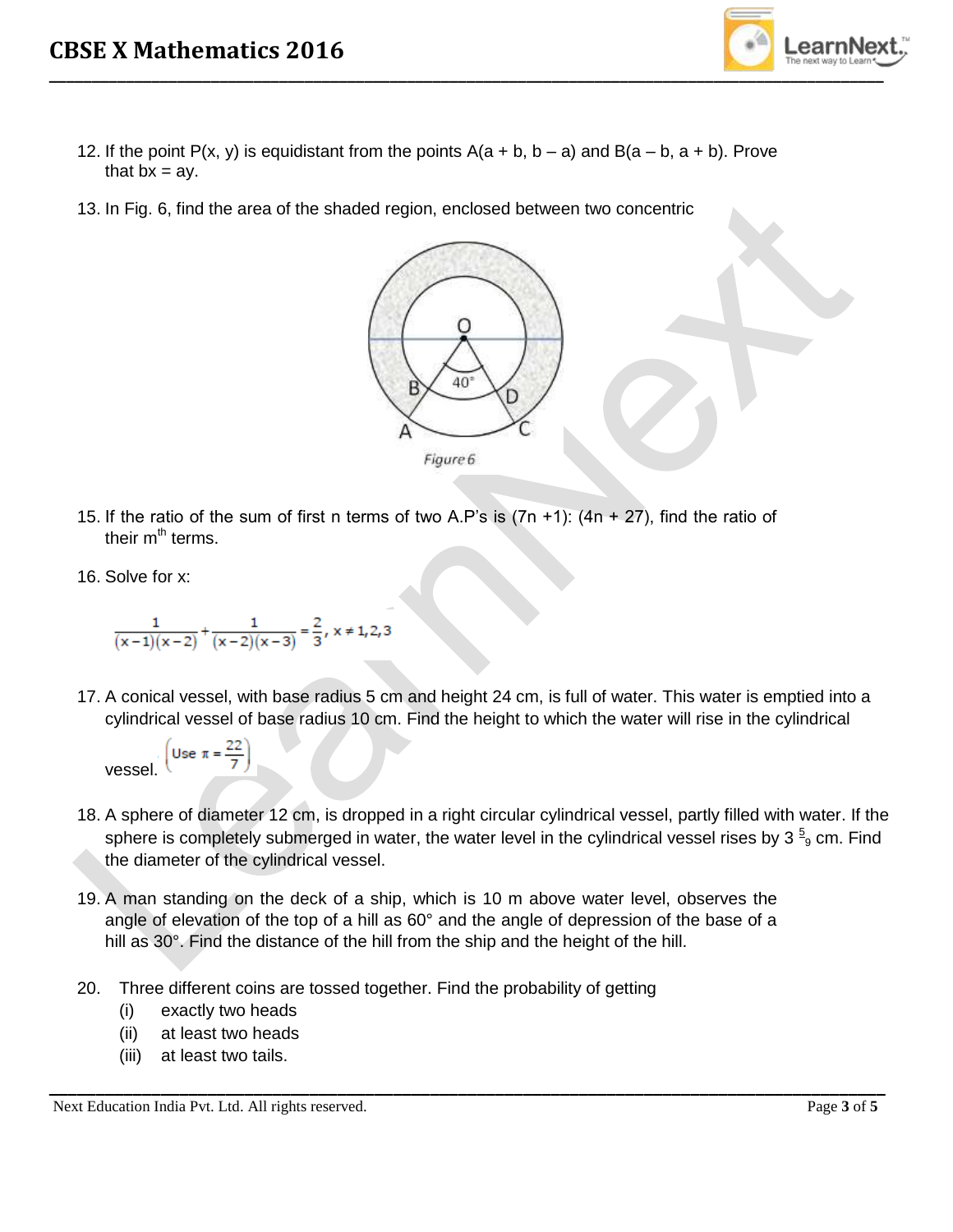12. If the point P(x, y) is equidistant from the points A(a + b, b – a) and B(a – b, a + b). Prove that bx = ay.

13. In Fig. 6, find the area of the shaded region, enclosed between two concentric

Figure 6

15. If the ratio of the sum of first n terms of two A.P's is (7n +1): (4n + 27), find the ratio of their m$^{th}$ terms.

16. Solve for x:

$$\frac{1}{(x-1)(x-2)}+\frac{1}{(x-2)(x-3)}=\frac{2}{3},\ x\neq 1,2,3$$

17. A conical vessel, with base radius 5 cm and height 24 cm, is full of water. This water is emptied into a cylindrical vessel of base radius 10 cm. Find the height to which the water will rise in the cylindrical vessel. $\left(\text{Use } \pi = \frac{22}{7}\right)$

18. A sphere of diameter 12 cm, is dropped in a right circular cylindrical vessel, partly filled with water. If the sphere is completely submerged in water, the water level in the cylindrical vessel rises by $3\frac{5}{9}$ cm. Find the diameter of the cylindrical vessel.

19. A man standing on the deck of a ship, which is 10 m above water level, observes the angle of elevation of the top of a hill as 60° and the angle of depression of the base of a hill as 30°. Find the distance of the hill from the ship and the height of the hill.

20. Three different coins are tossed together. Find the probability of getting
    (i) exactly two heads
    (ii) at least two heads
    (iii) at least two tails.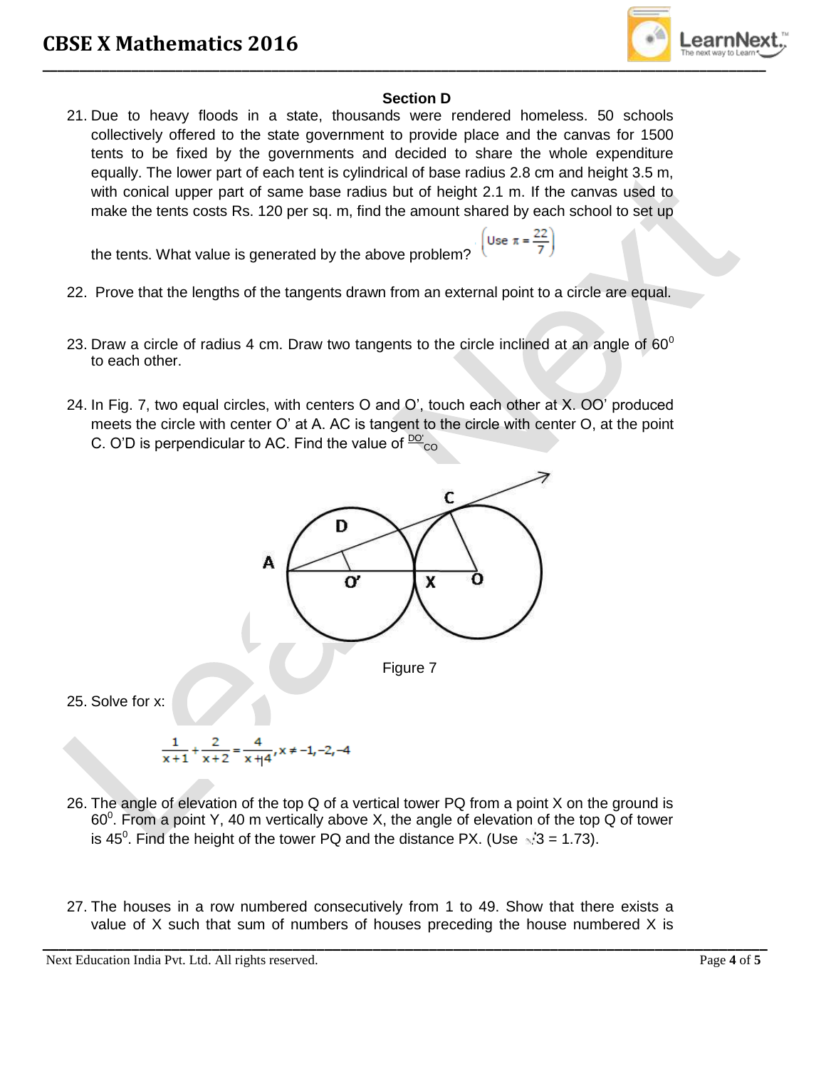### Section D

21. Due to heavy floods in a state, thousands were rendered homeless. 50 schools collectively offered to the state government to provide place and the canvas for 1500 tents to be fixed by the governments and decided to share the whole expenditure equally. The lower part of each tent is cylindrical of base radius 2.8 cm and height 3.5 m, with conical upper part of same base radius but of height 2.1 m. If the canvas used to make the tents costs Rs. 120 per sq. m, find the amount shared by each school to set up the tents. What value is generated by the above problem? $\left(\text{Use } \pi = \frac{22}{7}\right)$

22. Prove that the lengths of the tangents drawn from an external point to a circle are equal.

23. Draw a circle of radius 4 cm. Draw two tangents to the circle inclined at an angle of $60^0$ to each other.

24. In Fig. 7, two equal circles, with centers O and O', touch each other at X. OO' produced meets the circle with center O' at A. AC is tangent to the circle with center O, at the point C. O'D is perpendicular to AC. Find the value of $\frac{DO'}{CO}$

Figure 7

25. Solve for x:

$$\frac{1}{x+1}+\frac{2}{x+2}=\frac{4}{x+4}, x \neq -1,-2,-4$$

26. The angle of elevation of the top Q of a vertical tower PQ from a point X on the ground is $60^0$. From a point Y, 40 m vertically above X, the angle of elevation of the top Q of tower is $45^0$. Find the height of the tower PQ and the distance PX. (Use $\sqrt{3} = 1.73$).

27. The houses in a row numbered consecutively from 1 to 49. Show that there exists a value of X such that sum of numbers of houses preceding the house numbered X is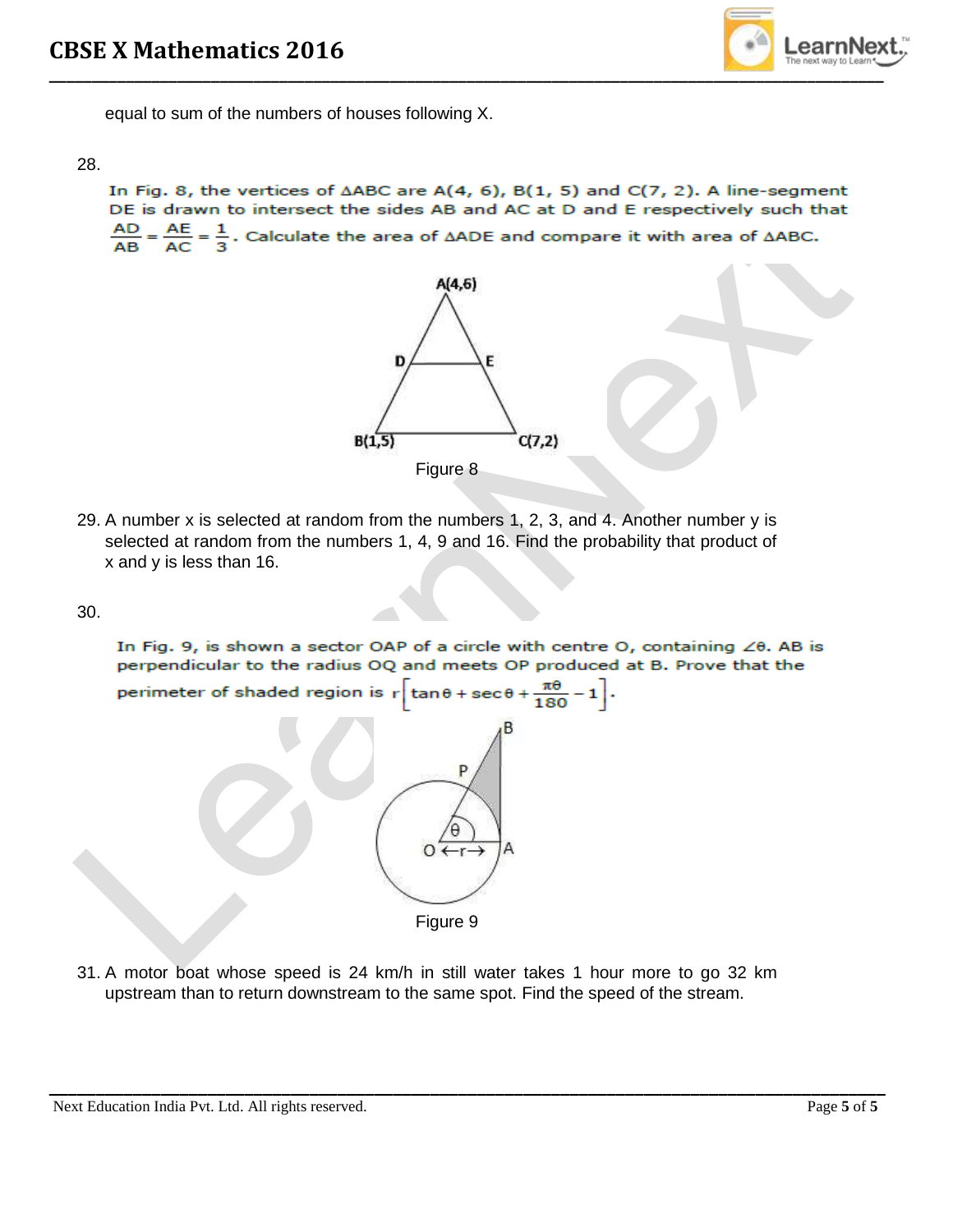equal to sum of the numbers of houses following X.

28.

In Fig. 8, the vertices of $\Delta ABC$ are A(4, 6), B(1, 5) and C(7, 2). A line-segment DE is drawn to intersect the sides AB and AC at D and E respectively such that $\frac{AD}{AB} = \frac{AE}{AC} = \frac{1}{3}$. Calculate the area of $\Delta ADE$ and compare it with area of $\Delta ABC$.

A(4,6)

D

E

B(1,5)

C(7,2)

Figure 8

29. A number x is selected at random from the numbers 1, 2, 3, and 4. Another number y is selected at random from the numbers 1, 4, 9 and 16. Find the probability that product of x and y is less than 16.

30.

In Fig. 9, is shown a sector OAP of a circle with centre O, containing $\angle\theta$. AB is perpendicular to the radius OQ and meets OP produced at B. Prove that the perimeter of shaded region is $r\left[\tan\theta + \sec\theta + \frac{\pi\theta}{180} - 1\right]$.

B

P

θ

O ←r→ A

Figure 9

31. A motor boat whose speed is 24 km/h in still water takes 1 hour more to go 32 km upstream than to return downstream to the same spot. Find the speed of the stream.